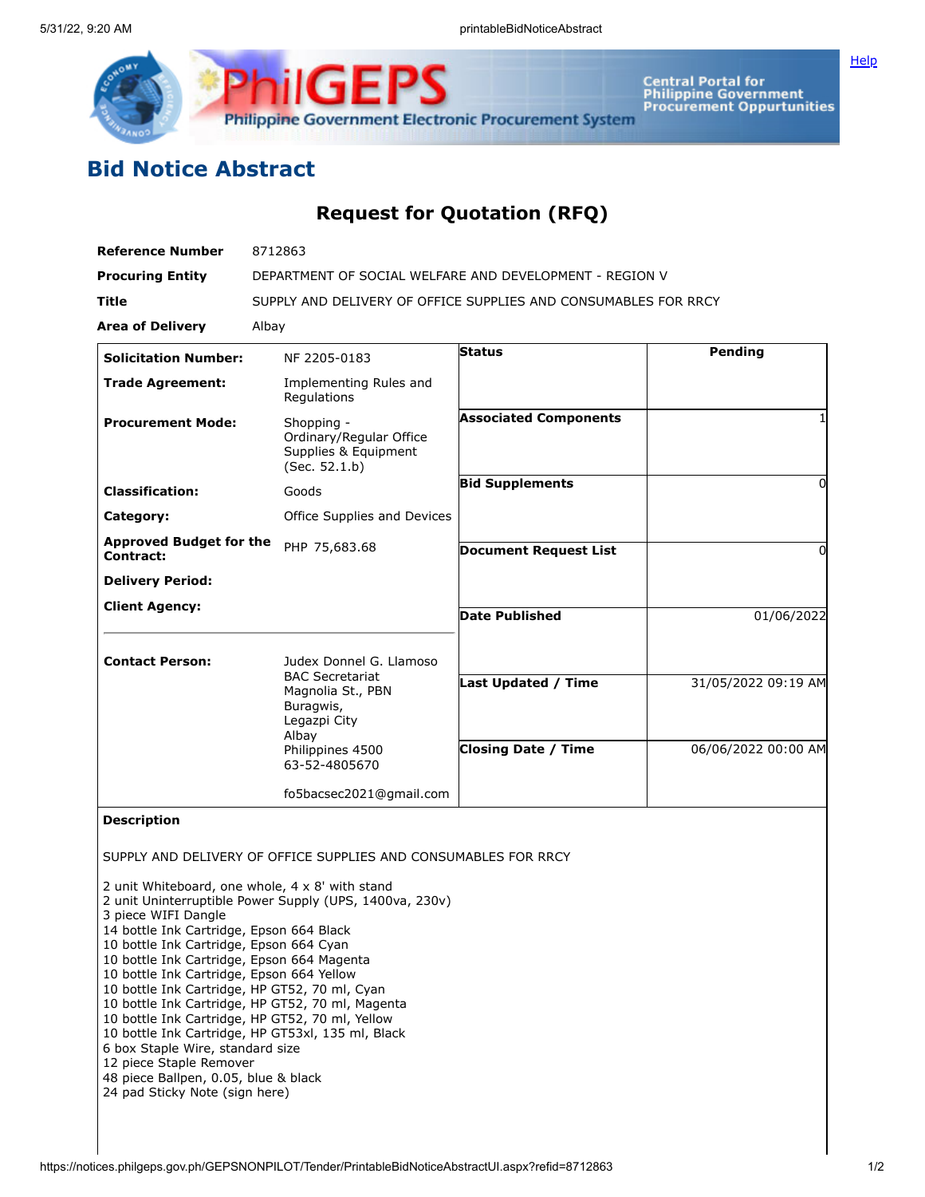# Bid Notice Abstract

## Request for Quotation (RFQ)

| | |
|---|---|
| **Reference Number** | 8712863 |
| **Procuring Entity** | DEPARTMENT OF SOCIAL WELFARE AND DEVELOPMENT - REGION V |
| **Title** | SUPPLY AND DELIVERY OF OFFICE SUPPLIES AND CONSUMABLES FOR RRCY |
| **Area of Delivery** | Albay |

| | | | |
|---|---|---|---|
| **Solicitation Number:** | NF 2205-0183 | **Status** | Pending |
| **Trade Agreement:** | Implementing Rules and Regulations | | |
| **Procurement Mode:** | Shopping - Ordinary/Regular Office Supplies & Equipment (Sec. 52.1.b) | **Associated Components** | 1 |
| **Classification:** | Goods | **Bid Supplements** | 0 |
| **Category:** | Office Supplies and Devices | | |
| **Approved Budget for the Contract:** | PHP 75,683.68 | **Document Request List** | 0 |
| **Delivery Period:** | | | |
| **Client Agency:** | | **Date Published** | 01/06/2022 |
| **Contact Person:** | Judex Donnel G. Llamoso<br>BAC Secretariat<br>Magnolia St., PBN<br>Buragwis,<br>Legazpi City<br>Albay<br>Philippines 4500<br>63-52-4805670<br><br>fo5bacsec2021@gmail.com | **Last Updated / Time** | 31/05/2022 09:19 AM |
| | | **Closing Date / Time** | 06/06/2022 00:00 AM |

**Description**

SUPPLY AND DELIVERY OF OFFICE SUPPLIES AND CONSUMABLES FOR RRCY

2 unit Whiteboard, one whole, 4 x 8' with stand
2 unit Uninterruptible Power Supply (UPS, 1400va, 230v)
3 piece WIFI Dangle
14 bottle Ink Cartridge, Epson 664 Black
10 bottle Ink Cartridge, Epson 664 Cyan
10 bottle Ink Cartridge, Epson 664 Magenta
10 bottle Ink Cartridge, Epson 664 Yellow
10 bottle Ink Cartridge, HP GT52, 70 ml, Cyan
10 bottle Ink Cartridge, HP GT52, 70 ml, Magenta
10 bottle Ink Cartridge, HP GT52, 70 ml, Yellow
10 bottle Ink Cartridge, HP GT53xl, 135 ml, Black
6 box Staple Wire, standard size
12 piece Staple Remover
48 piece Ballpen, 0.05, blue & black
24 pad Sticky Note (sign here)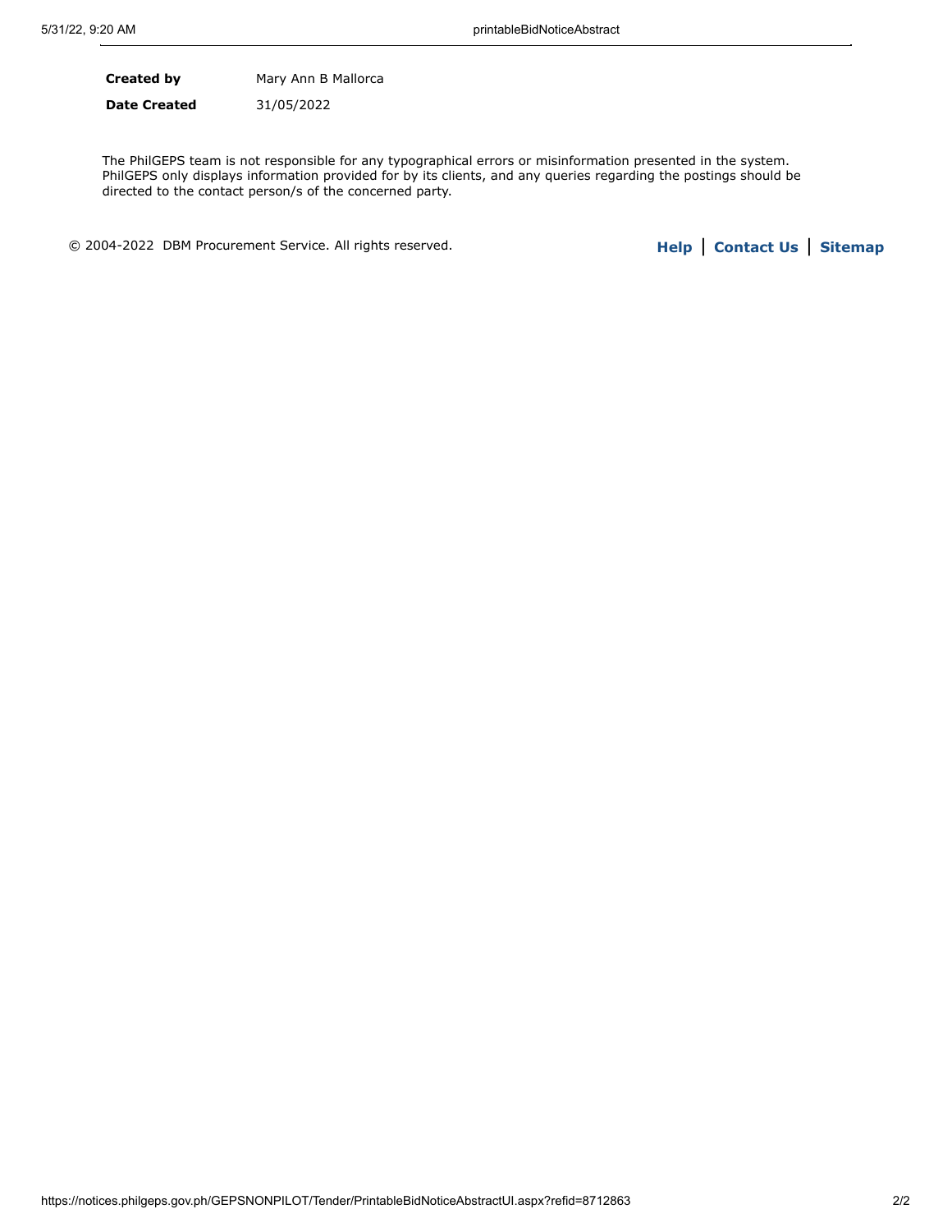| | |
|---|---|
| **Created by** | Mary Ann B Mallorca |
| **Date Created** | 31/05/2022 |

The PhilGEPS team is not responsible for any typographical errors or misinformation presented in the system. PhilGEPS only displays information provided for by its clients, and any queries regarding the postings should be directed to the contact person/s of the concerned party.

© 2004-2022 DBM Procurement Service. All rights reserved.

**Help** | **Contact Us** | **Sitemap**